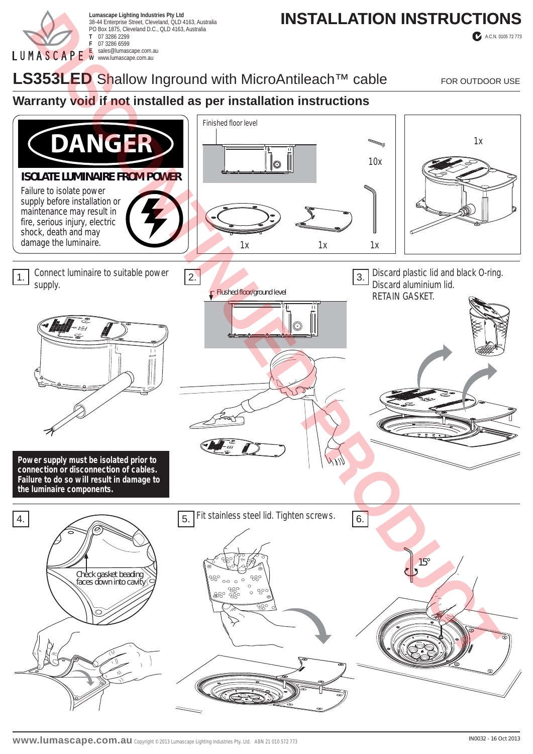**Lumascape Lighting Industries Pty Ltd**
38-44 Enterprise Street, Cleveland, QLD 4163, Australia
PO Box 1875, Cleveland D.C., QLD 4163, Australia
**T** 07 3286 2299
**F** 07 3286 6599
**E** sales@lumascape.com.au
**W** www.lumascape.com.au

# INSTALLATION INSTRUCTIONS

A.C.N. 0105 72 773

DISCONTINUED PRODUCT

## LS353LED Shallow Inground with MicroAntileach™ cable

FOR OUTDOOR USE

### Warranty void if not installed as per installation instructions

**DANGER**

**ISOLATE LUMINAIRE FROM POWER**

Failure to isolate power supply before installation or maintenance may result in fire, serious injury, electric shock, death and may damage the luminaire.

Finished floor level

10x

1x

1x

1x

1x

1. Connect luminaire to suitable power supply.

**Power supply must be isolated prior to connection or disconnection of cables. Failure to do so will result in damage to the luminaire components.**

2. Flushed floor/ground level

3. Discard plastic lid and black O-ring. Discard aluminium lid. RETAIN GASKET.

4. Check gasket beading faces down into cavity

5. Fit stainless steel lid. Tighten screws.

6. 15°

www.lumascape.com.au Copyright © 2013 Lumascape Lighting Industries Pty. Ltd. ABN 21 010 572 773

IN0032 - 16 Oct 2013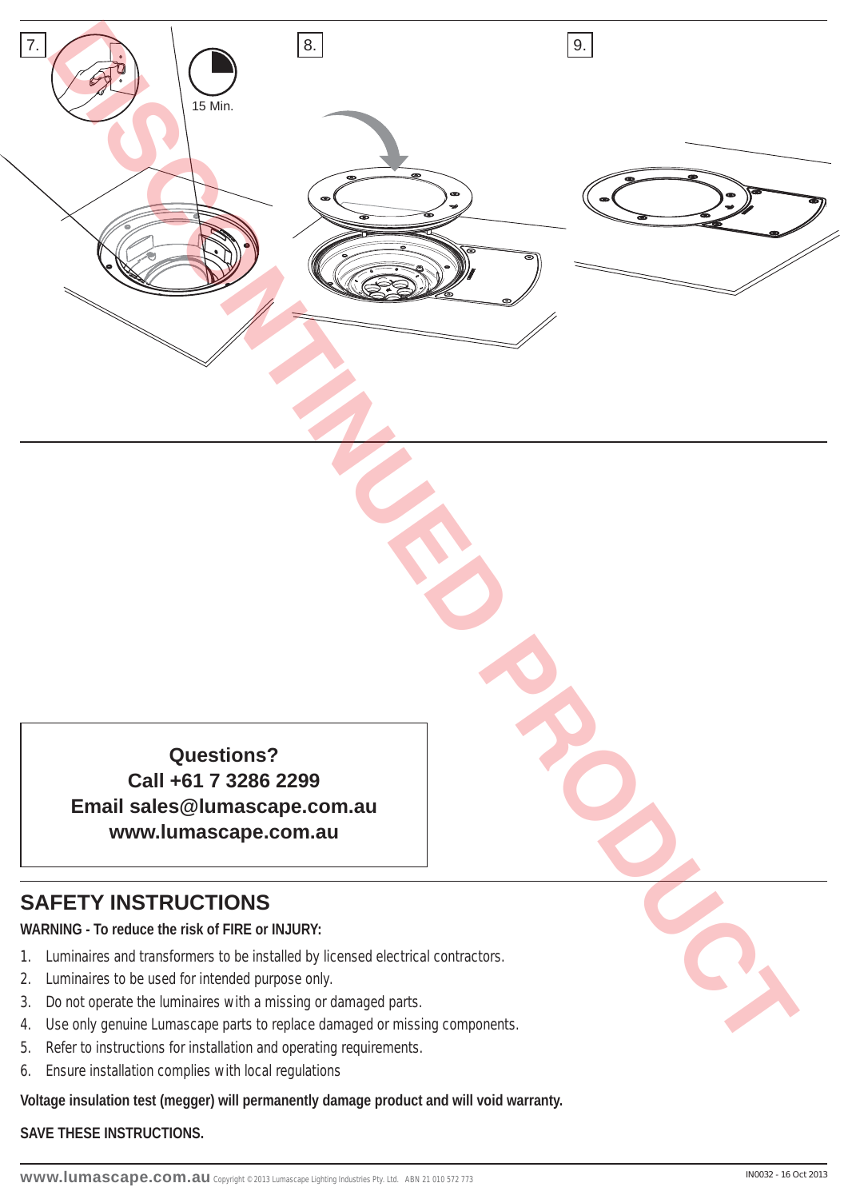7.

15 Min.

8.

9.

DISCONTINUED PRODUCT

**Questions?**
**Call +61 7 3286 2299**
**Email sales@lumascape.com.au**
**www.lumascape.com.au**

## SAFETY INSTRUCTIONS

**WARNING - To reduce the risk of FIRE or INJURY:**

1. Luminaires and transformers to be installed by licensed electrical contractors.
2. Luminaires to be used for intended purpose only.
3. Do not operate the luminaires with a missing or damaged parts.
4. Use only genuine Lumascape parts to replace damaged or missing components.
5. Refer to instructions for installation and operating requirements.
6. Ensure installation complies with local regulations

**Voltage insulation test (megger) will permanently damage product and will void warranty.**

**SAVE THESE INSTRUCTIONS.**

**www.lumascape.com.au** Copyright © 2013 Lumascape Lighting Industries Pty. Ltd. ABN 21 010 572 773

IN0032 - 16 Oct 2013